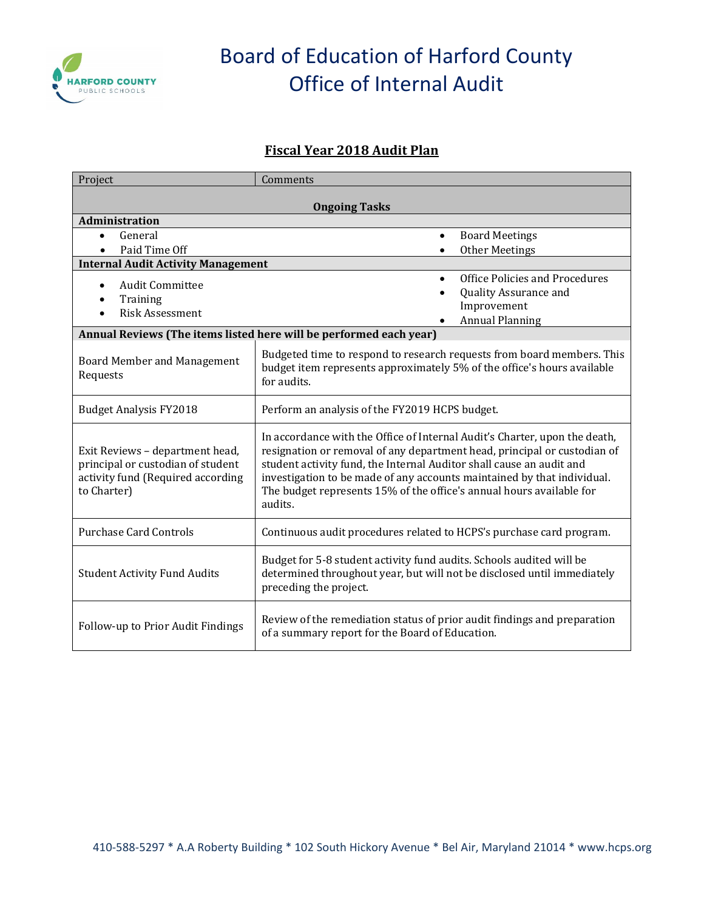# Board of Education of Harford County
# Office of Internal Audit

## Fiscal Year 2018 Audit Plan

| Project | Comments |
|---|---|
| **Ongoing Tasks** | |
| **Administration** | |
| • General<br>• Paid Time Off | • Board Meetings<br>• Other Meetings |
| **Internal Audit Activity Management** | |
| • Audit Committee<br>• Training<br>• Risk Assessment | • Office Policies and Procedures<br>• Quality Assurance and Improvement<br>• Annual Planning |
| **Annual Reviews (The items listed here will be performed each year)** | |
| Board Member and Management Requests | Budgeted time to respond to research requests from board members. This budget item represents approximately 5% of the office's hours available for audits. |
| Budget Analysis FY2018 | Perform an analysis of the FY2019 HCPS budget. |
| Exit Reviews – department head, principal or custodian of student activity fund (Required according to Charter) | In accordance with the Office of Internal Audit's Charter, upon the death, resignation or removal of any department head, principal or custodian of student activity fund, the Internal Auditor shall cause an audit and investigation to be made of any accounts maintained by that individual. The budget represents 15% of the office's annual hours available for audits. |
| Purchase Card Controls | Continuous audit procedures related to HCPS's purchase card program. |
| Student Activity Fund Audits | Budget for 5-8 student activity fund audits. Schools audited will be determined throughout year, but will not be disclosed until immediately preceding the project. |
| Follow-up to Prior Audit Findings | Review of the remediation status of prior audit findings and preparation of a summary report for the Board of Education. |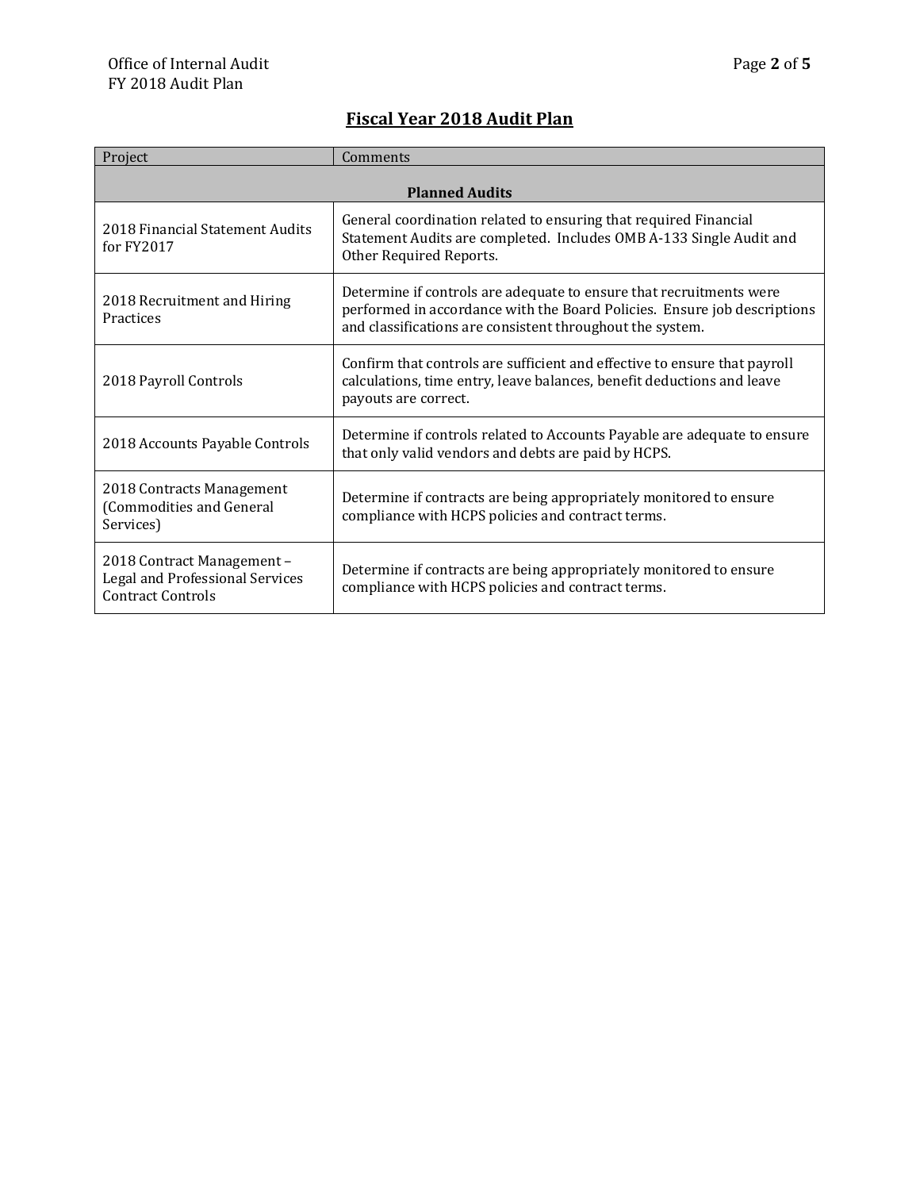## Fiscal Year 2018 Audit Plan

| Project | Comments |
|---|---|
| **Planned Audits** | |
| 2018 Financial Statement Audits for FY2017 | General coordination related to ensuring that required Financial Statement Audits are completed. Includes OMB A-133 Single Audit and Other Required Reports. |
| 2018 Recruitment and Hiring Practices | Determine if controls are adequate to ensure that recruitments were performed in accordance with the Board Policies. Ensure job descriptions and classifications are consistent throughout the system. |
| 2018 Payroll Controls | Confirm that controls are sufficient and effective to ensure that payroll calculations, time entry, leave balances, benefit deductions and leave payouts are correct. |
| 2018 Accounts Payable Controls | Determine if controls related to Accounts Payable are adequate to ensure that only valid vendors and debts are paid by HCPS. |
| 2018 Contracts Management (Commodities and General Services) | Determine if contracts are being appropriately monitored to ensure compliance with HCPS policies and contract terms. |
| 2018 Contract Management – Legal and Professional Services Contract Controls | Determine if contracts are being appropriately monitored to ensure compliance with HCPS policies and contract terms. |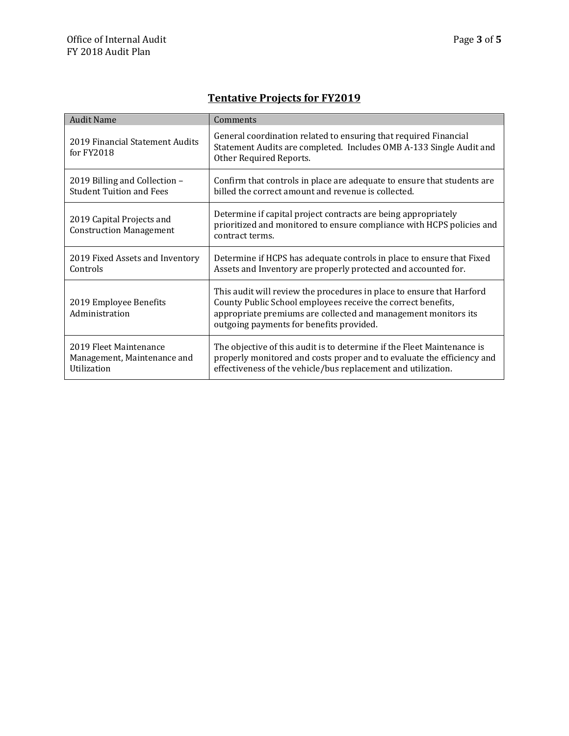## Tentative Projects for FY2019

| Audit Name | Comments |
|---|---|
| 2019 Financial Statement Audits for FY2018 | General coordination related to ensuring that required Financial Statement Audits are completed. Includes OMB A-133 Single Audit and Other Required Reports. |
| 2019 Billing and Collection – Student Tuition and Fees | Confirm that controls in place are adequate to ensure that students are billed the correct amount and revenue is collected. |
| 2019 Capital Projects and Construction Management | Determine if capital project contracts are being appropriately prioritized and monitored to ensure compliance with HCPS policies and contract terms. |
| 2019 Fixed Assets and Inventory Controls | Determine if HCPS has adequate controls in place to ensure that Fixed Assets and Inventory are properly protected and accounted for. |
| 2019 Employee Benefits Administration | This audit will review the procedures in place to ensure that Harford County Public School employees receive the correct benefits, appropriate premiums are collected and management monitors its outgoing payments for benefits provided. |
| 2019 Fleet Maintenance Management, Maintenance and Utilization | The objective of this audit is to determine if the Fleet Maintenance is properly monitored and costs proper and to evaluate the efficiency and effectiveness of the vehicle/bus replacement and utilization. |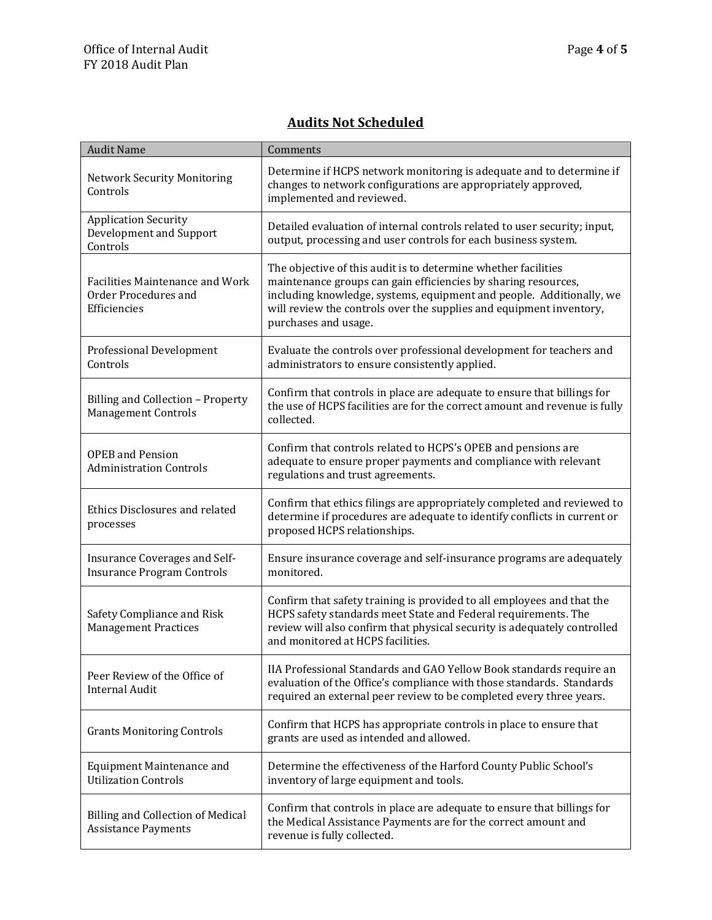## Audits Not Scheduled

| Audit Name | Comments |
|---|---|
| Network Security Monitoring Controls | Determine if HCPS network monitoring is adequate and to determine if changes to network configurations are appropriately approved, implemented and reviewed. |
| Application Security Development and Support Controls | Detailed evaluation of internal controls related to user security; input, output, processing and user controls for each business system. |
| Facilities Maintenance and Work Order Procedures and Efficiencies | The objective of this audit is to determine whether facilities maintenance groups can gain efficiencies by sharing resources, including knowledge, systems, equipment and people. Additionally, we will review the controls over the supplies and equipment inventory, purchases and usage. |
| Professional Development Controls | Evaluate the controls over professional development for teachers and administrators to ensure consistently applied. |
| Billing and Collection – Property Management Controls | Confirm that controls in place are adequate to ensure that billings for the use of HCPS facilities are for the correct amount and revenue is fully collected. |
| OPEB and Pension Administration Controls | Confirm that controls related to HCPS's OPEB and pensions are adequate to ensure proper payments and compliance with relevant regulations and trust agreements. |
| Ethics Disclosures and related processes | Confirm that ethics filings are appropriately completed and reviewed to determine if procedures are adequate to identify conflicts in current or proposed HCPS relationships. |
| Insurance Coverages and Self-Insurance Program Controls | Ensure insurance coverage and self-insurance programs are adequately monitored. |
| Safety Compliance and Risk Management Practices | Confirm that safety training is provided to all employees and that the HCPS safety standards meet State and Federal requirements. The review will also confirm that physical security is adequately controlled and monitored at HCPS facilities. |
| Peer Review of the Office of Internal Audit | IIA Professional Standards and GAO Yellow Book standards require an evaluation of the Office's compliance with those standards. Standards required an external peer review to be completed every three years. |
| Grants Monitoring Controls | Confirm that HCPS has appropriate controls in place to ensure that grants are used as intended and allowed. |
| Equipment Maintenance and Utilization Controls | Determine the effectiveness of the Harford County Public School's inventory of large equipment and tools. |
| Billing and Collection of Medical Assistance Payments | Confirm that controls in place are adequate to ensure that billings for the Medical Assistance Payments are for the correct amount and revenue is fully collected. |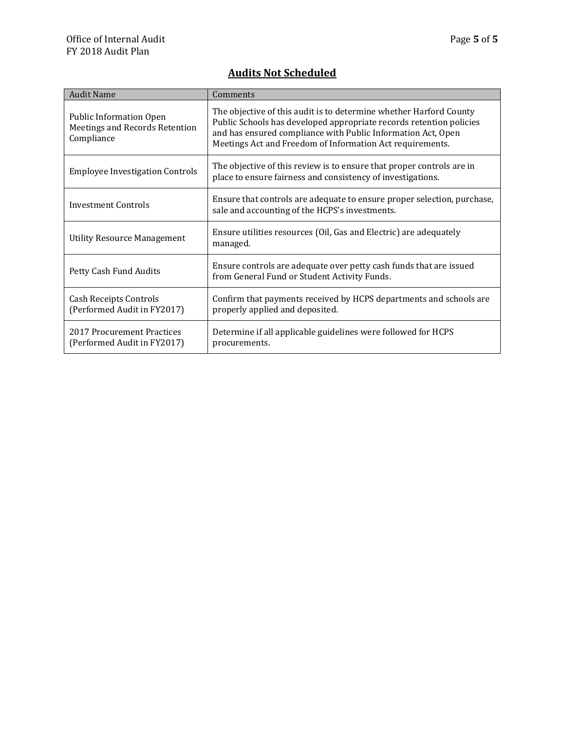## Audits Not Scheduled

| Audit Name | Comments |
|---|---|
| Public Information Open Meetings and Records Retention Compliance | The objective of this audit is to determine whether Harford County Public Schools has developed appropriate records retention policies and has ensured compliance with Public Information Act, Open Meetings Act and Freedom of Information Act requirements. |
| Employee Investigation Controls | The objective of this review is to ensure that proper controls are in place to ensure fairness and consistency of investigations. |
| Investment Controls | Ensure that controls are adequate to ensure proper selection, purchase, sale and accounting of the HCPS's investments. |
| Utility Resource Management | Ensure utilities resources (Oil, Gas and Electric) are adequately managed. |
| Petty Cash Fund Audits | Ensure controls are adequate over petty cash funds that are issued from General Fund or Student Activity Funds. |
| Cash Receipts Controls (Performed Audit in FY2017) | Confirm that payments received by HCPS departments and schools are properly applied and deposited. |
| 2017 Procurement Practices (Performed Audit in FY2017) | Determine if all applicable guidelines were followed for HCPS procurements. |